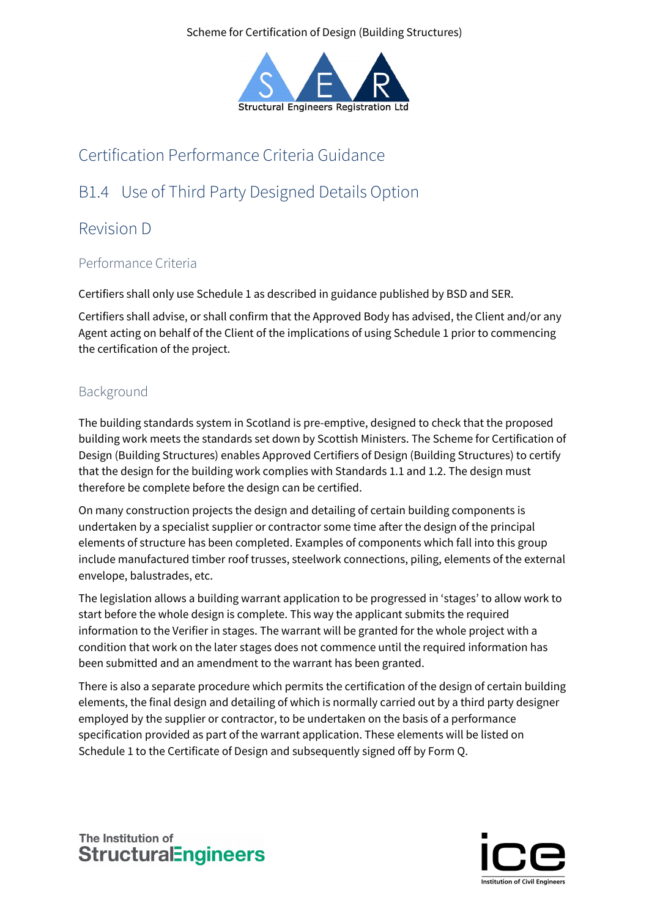Scheme for Certification of Design (Building Structures)

Structural Engineers Registration Ltd

# Certification Performance Criteria Guidance

## B1.4 Use of Third Party Designed Details Option

## Revision D

### Performance Criteria

Certifiers shall only use Schedule 1 as described in guidance published by BSD and SER.

Certifiers shall advise, or shall confirm that the Approved Body has advised, the Client and/or any Agent acting on behalf of the Client of the implications of using Schedule 1 prior to commencing the certification of the project.

### Background

The building standards system in Scotland is pre-emptive, designed to check that the proposed building work meets the standards set down by Scottish Ministers. The Scheme for Certification of Design (Building Structures) enables Approved Certifiers of Design (Building Structures) to certify that the design for the building work complies with Standards 1.1 and 1.2. The design must therefore be complete before the design can be certified.

On many construction projects the design and detailing of certain building components is undertaken by a specialist supplier or contractor some time after the design of the principal elements of structure has been completed. Examples of components which fall into this group include manufactured timber roof trusses, steelwork connections, piling, elements of the external envelope, balustrades, etc.

The legislation allows a building warrant application to be progressed in 'stages' to allow work to start before the whole design is complete. This way the applicant submits the required information to the Verifier in stages. The warrant will be granted for the whole project with a condition that work on the later stages does not commence until the required information has been submitted and an amendment to the warrant has been granted.

There is also a separate procedure which permits the certification of the design of certain building elements, the final design and detailing of which is normally carried out by a third party designer employed by the supplier or contractor, to be undertaken on the basis of a performance specification provided as part of the warrant application. These elements will be listed on Schedule 1 to the Certificate of Design and subsequently signed off by Form Q.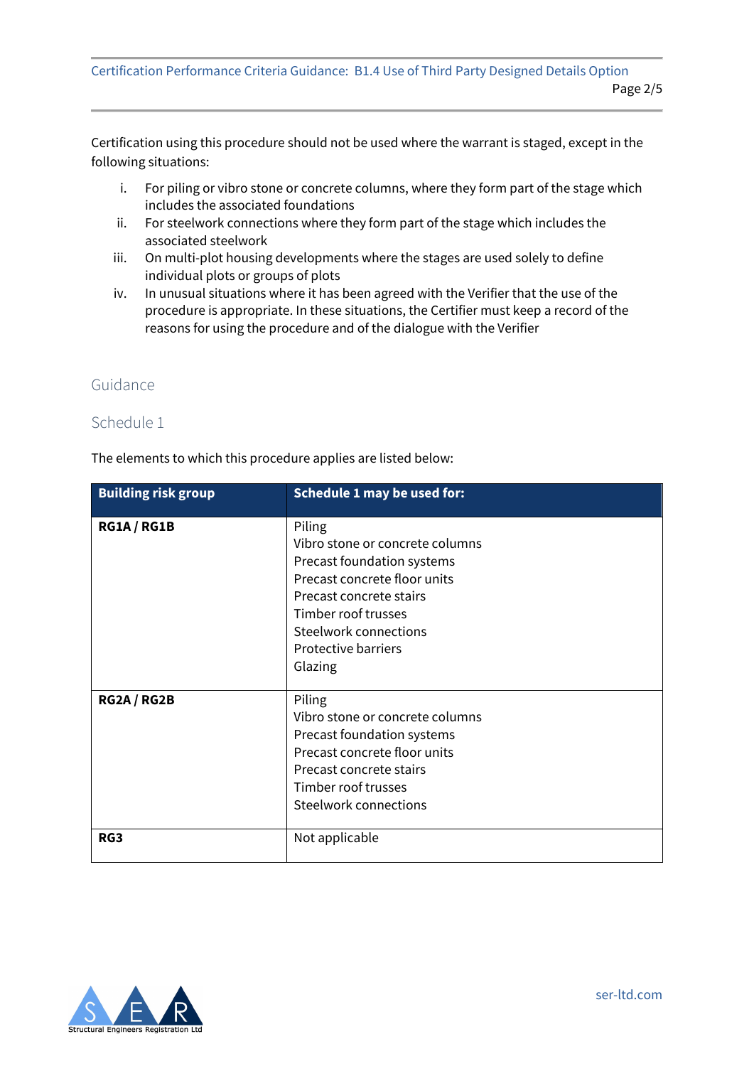Certification using this procedure should not be used where the warrant is staged, except in the following situations:

i. For piling or vibro stone or concrete columns, where they form part of the stage which includes the associated foundations
ii. For steelwork connections where they form part of the stage which includes the associated steelwork
iii. On multi-plot housing developments where the stages are used solely to define individual plots or groups of plots
iv. In unusual situations where it has been agreed with the Verifier that the use of the procedure is appropriate. In these situations, the Certifier must keep a record of the reasons for using the procedure and of the dialogue with the Verifier

## Guidance

### Schedule 1

The elements to which this procedure applies are listed below:

| Building risk group | Schedule 1 may be used for: |
| --- | --- |
| **RG1A / RG1B** | Piling<br>Vibro stone or concrete columns<br>Precast foundation systems<br>Precast concrete floor units<br>Precast concrete stairs<br>Timber roof trusses<br>Steelwork connections<br>Protective barriers<br>Glazing |
| **RG2A / RG2B** | Piling<br>Vibro stone or concrete columns<br>Precast foundation systems<br>Precast concrete floor units<br>Precast concrete stairs<br>Timber roof trusses<br>Steelwork connections |
| **RG3** | Not applicable |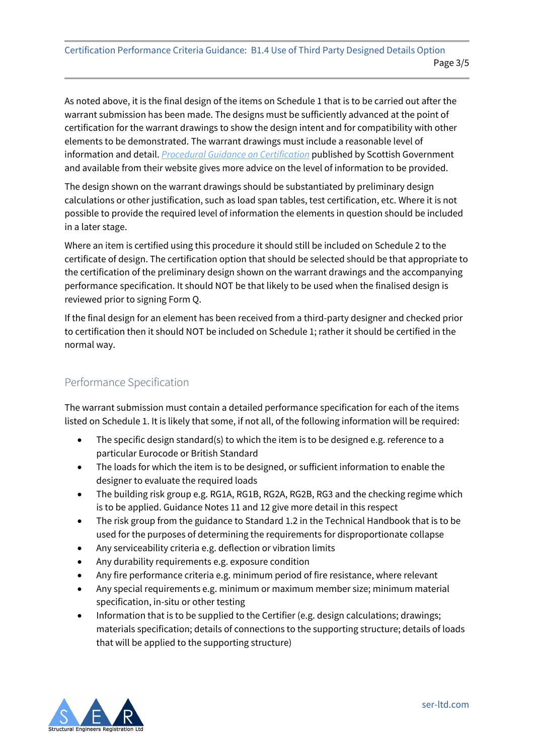As noted above, it is the final design of the items on Schedule 1 that is to be carried out after the warrant submission has been made. The designs must be sufficiently advanced at the point of certification for the warrant drawings to show the design intent and for compatibility with other elements to be demonstrated. The warrant drawings must include a reasonable level of information and detail. *Procedural Guidance on Certification* published by Scottish Government and available from their website gives more advice on the level of information to be provided.

The design shown on the warrant drawings should be substantiated by preliminary design calculations or other justification, such as load span tables, test certification, etc. Where it is not possible to provide the required level of information the elements in question should be included in a later stage.

Where an item is certified using this procedure it should still be included on Schedule 2 to the certificate of design. The certification option that should be selected should be that appropriate to the certification of the preliminary design shown on the warrant drawings and the accompanying performance specification. It should NOT be that likely to be used when the finalised design is reviewed prior to signing Form Q.

If the final design for an element has been received from a third-party designer and checked prior to certification then it should NOT be included on Schedule 1; rather it should be certified in the normal way.

## Performance Specification

The warrant submission must contain a detailed performance specification for each of the items listed on Schedule 1. It is likely that some, if not all, of the following information will be required:

- The specific design standard(s) to which the item is to be designed e.g. reference to a particular Eurocode or British Standard
- The loads for which the item is to be designed, or sufficient information to enable the designer to evaluate the required loads
- The building risk group e.g. RG1A, RG1B, RG2A, RG2B, RG3 and the checking regime which is to be applied. Guidance Notes 11 and 12 give more detail in this respect
- The risk group from the guidance to Standard 1.2 in the Technical Handbook that is to be used for the purposes of determining the requirements for disproportionate collapse
- Any serviceability criteria e.g. deflection or vibration limits
- Any durability requirements e.g. exposure condition
- Any fire performance criteria e.g. minimum period of fire resistance, where relevant
- Any special requirements e.g. minimum or maximum member size; minimum material specification, in-situ or other testing
- Information that is to be supplied to the Certifier (e.g. design calculations; drawings; materials specification; details of connections to the supporting structure; details of loads that will be applied to the supporting structure)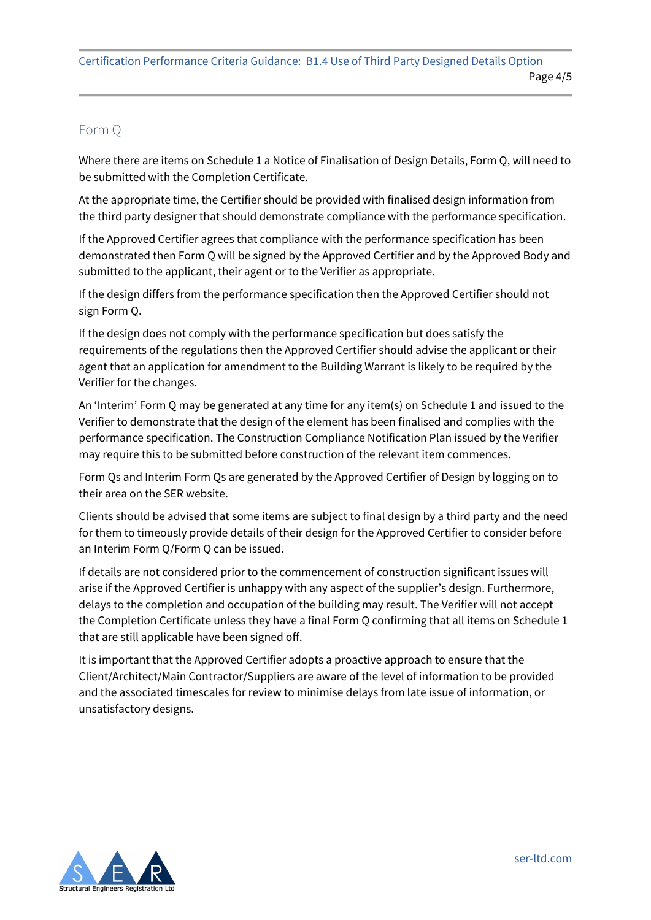## Form Q

Where there are items on Schedule 1 a Notice of Finalisation of Design Details, Form Q, will need to be submitted with the Completion Certificate.

At the appropriate time, the Certifier should be provided with finalised design information from the third party designer that should demonstrate compliance with the performance specification.

If the Approved Certifier agrees that compliance with the performance specification has been demonstrated then Form Q will be signed by the Approved Certifier and by the Approved Body and submitted to the applicant, their agent or to the Verifier as appropriate.

If the design differs from the performance specification then the Approved Certifier should not sign Form Q.

If the design does not comply with the performance specification but does satisfy the requirements of the regulations then the Approved Certifier should advise the applicant or their agent that an application for amendment to the Building Warrant is likely to be required by the Verifier for the changes.

An 'Interim' Form Q may be generated at any time for any item(s) on Schedule 1 and issued to the Verifier to demonstrate that the design of the element has been finalised and complies with the performance specification. The Construction Compliance Notification Plan issued by the Verifier may require this to be submitted before construction of the relevant item commences.

Form Qs and Interim Form Qs are generated by the Approved Certifier of Design by logging on to their area on the SER website.

Clients should be advised that some items are subject to final design by a third party and the need for them to timeously provide details of their design for the Approved Certifier to consider before an Interim Form Q/Form Q can be issued.

If details are not considered prior to the commencement of construction significant issues will arise if the Approved Certifier is unhappy with any aspect of the supplier's design. Furthermore, delays to the completion and occupation of the building may result. The Verifier will not accept the Completion Certificate unless they have a final Form Q confirming that all items on Schedule 1 that are still applicable have been signed off.

It is important that the Approved Certifier adopts a proactive approach to ensure that the Client/Architect/Main Contractor/Suppliers are aware of the level of information to be provided and the associated timescales for review to minimise delays from late issue of information, or unsatisfactory designs.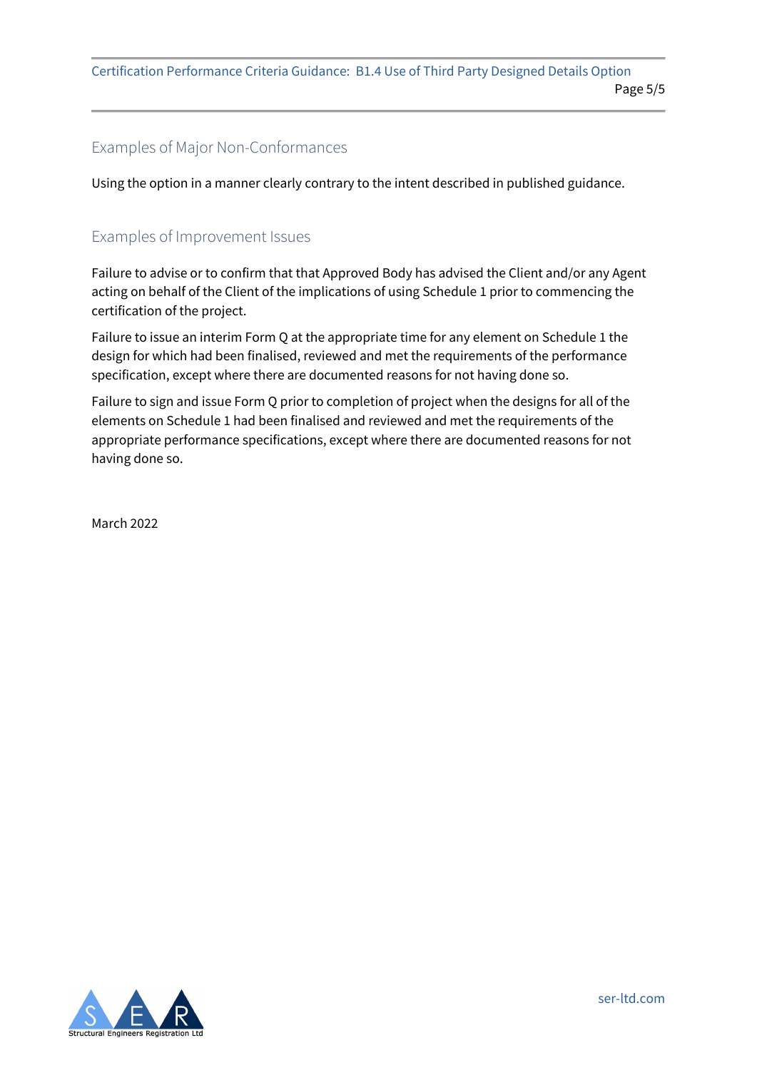## Examples of Major Non-Conformances

Using the option in a manner clearly contrary to the intent described in published guidance.

## Examples of Improvement Issues

Failure to advise or to confirm that that Approved Body has advised the Client and/or any Agent acting on behalf of the Client of the implications of using Schedule 1 prior to commencing the certification of the project.

Failure to issue an interim Form Q at the appropriate time for any element on Schedule 1 the design for which had been finalised, reviewed and met the requirements of the performance specification, except where there are documented reasons for not having done so.

Failure to sign and issue Form Q prior to completion of project when the designs for all of the elements on Schedule 1 had been finalised and reviewed and met the requirements of the appropriate performance specifications, except where there are documented reasons for not having done so.

March 2022